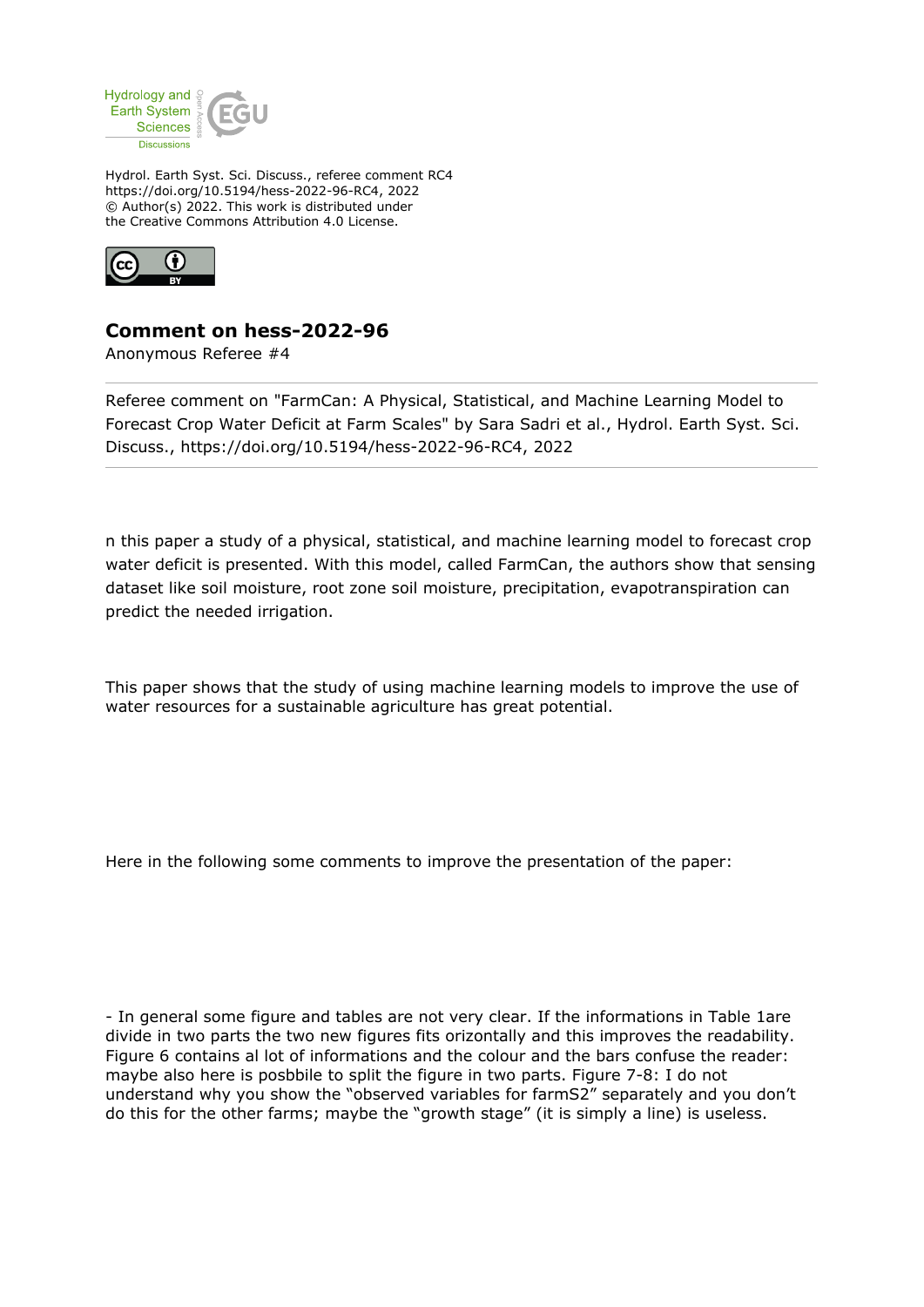Hydrol. Earth Syst. Sci. Discuss., referee comment RC4
https://doi.org/10.5194/hess-2022-96-RC4, 2022
© Author(s) 2022. This work is distributed under
the Creative Commons Attribution 4.0 License.

## Comment on hess-2022-96

Anonymous Referee #4

Referee comment on "FarmCan: A Physical, Statistical, and Machine Learning Model to Forecast Crop Water Deficit at Farm Scales" by Sara Sadri et al., Hydrol. Earth Syst. Sci. Discuss., https://doi.org/10.5194/hess-2022-96-RC4, 2022

n this paper a study of a physical, statistical, and machine learning model to forecast crop water deficit is presented. With this model, called FarmCan, the authors show that sensing dataset like soil moisture, root zone soil moisture, precipitation, evapotranspiration can predict the needed irrigation.

This paper shows that the study of using machine learning models to improve the use of water resources for a sustainable agriculture has great potential.

Here in the following some comments to improve the presentation of the paper:

- In general some figure and tables are not very clear. If the informations in Table 1are divide in two parts the two new figures fits orizontally and this improves the readability. Figure 6 contains al lot of informations and the colour and the bars confuse the reader: maybe also here is posbbile to split the figure in two parts. Figure 7-8: I do not understand why you show the "observed variables for farmS2" separately and you don't do this for the other farms; maybe the "growth stage" (it is simply a line) is useless.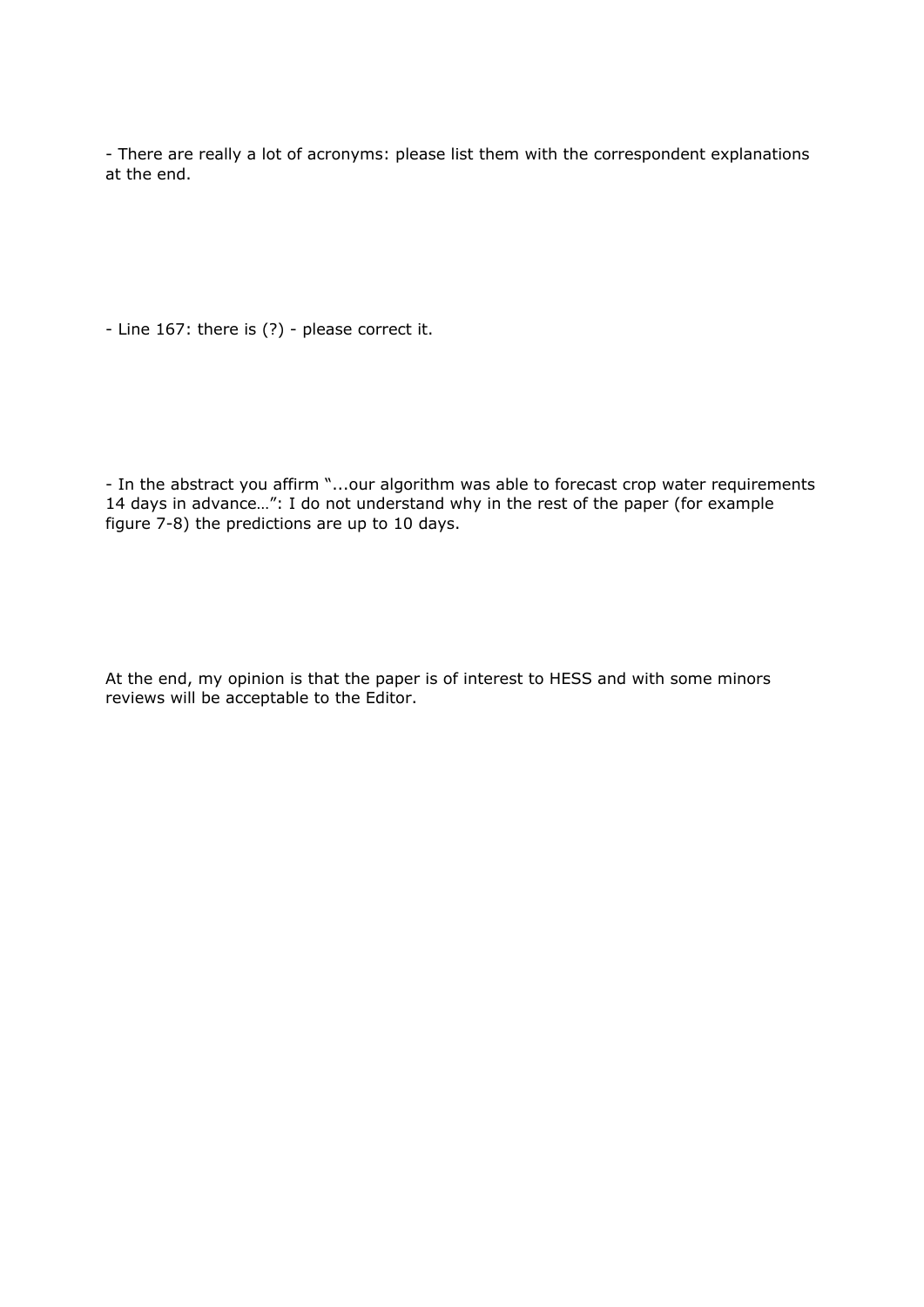- There are really a lot of acronyms: please list them with the correspondent explanations at the end.

- Line 167: there is (?) - please correct it.

- In the abstract you affirm "...our algorithm was able to forecast crop water requirements 14 days in advance…": I do not understand why in the rest of the paper (for example figure 7-8) the predictions are up to 10 days.

At the end, my opinion is that the paper is of interest to HESS and with some minors reviews will be acceptable to the Editor.